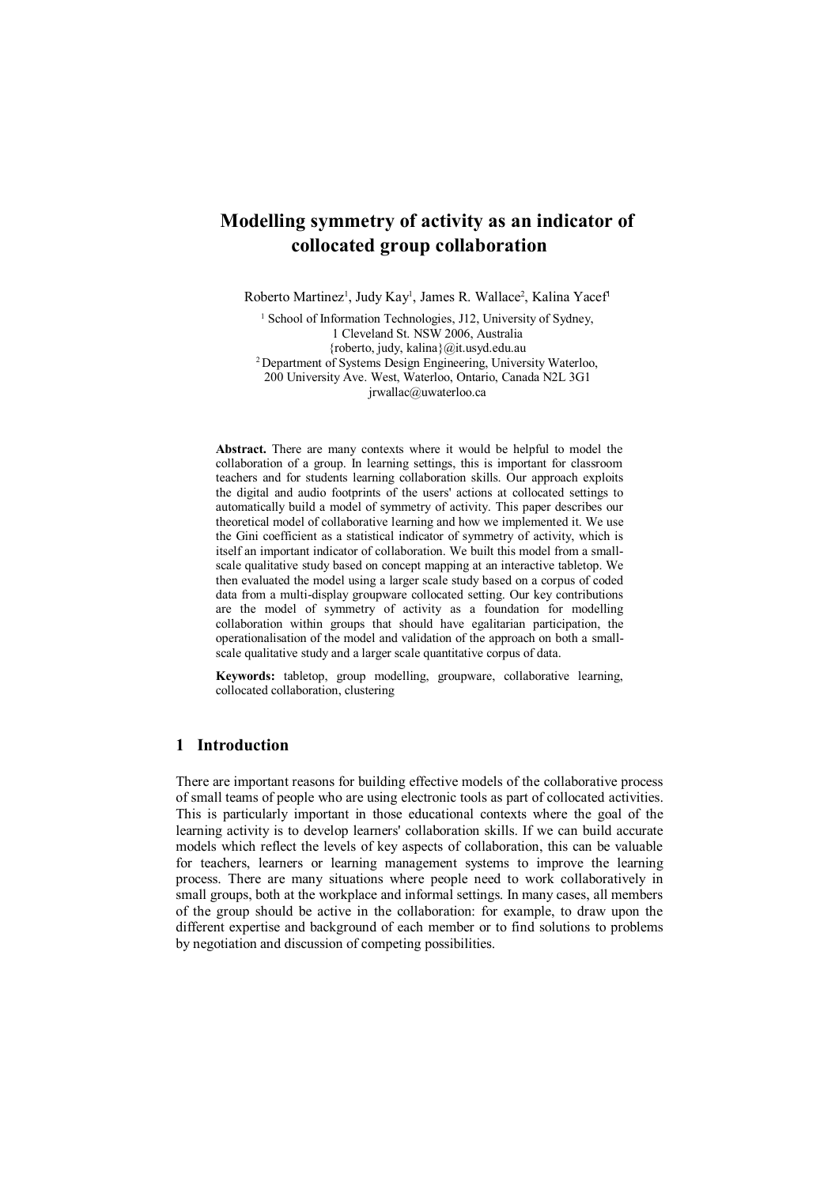# Modelling symmetry of activity as an indicator of collocated group collaboration

Roberto Martinez[1], Judy Kay[1], James R. Wallace[2], Kalina Yacef[1]

[1] School of Information Technologies, J12, University of Sydney, 1 Cleveland St. NSW 2006, Australia
{roberto, judy, kalina}@it.usyd.edu.au

[2] Department of Systems Design Engineering, University Waterloo, 200 University Ave. West, Waterloo, Ontario, Canada N2L 3G1
jrwallac@uwaterloo.ca

**Abstract.** There are many contexts where it would be helpful to model the collaboration of a group. In learning settings, this is important for classroom teachers and for students learning collaboration skills. Our approach exploits the digital and audio footprints of the users' actions at collocated settings to automatically build a model of symmetry of activity. This paper describes our theoretical model of collaborative learning and how we implemented it. We use the Gini coefficient as a statistical indicator of symmetry of activity, which is itself an important indicator of collaboration. We built this model from a small-scale qualitative study based on concept mapping at an interactive tabletop. We then evaluated the model using a larger scale study based on a corpus of coded data from a multi-display groupware collocated setting. Our key contributions are the model of symmetry of activity as a foundation for modelling collaboration within groups that should have egalitarian participation, the operationalisation of the model and validation of the approach on both a small-scale qualitative study and a larger scale quantitative corpus of data.

**Keywords:** tabletop, group modelling, groupware, collaborative learning, collocated collaboration, clustering

## 1 Introduction

There are important reasons for building effective models of the collaborative process of small teams of people who are using electronic tools as part of collocated activities. This is particularly important in those educational contexts where the goal of the learning activity is to develop learners' collaboration skills. If we can build accurate models which reflect the levels of key aspects of collaboration, this can be valuable for teachers, learners or learning management systems to improve the learning process. There are many situations where people need to work collaboratively in small groups, both at the workplace and informal settings. In many cases, all members of the group should be active in the collaboration: for example, to draw upon the different expertise and background of each member or to find solutions to problems by negotiation and discussion of competing possibilities.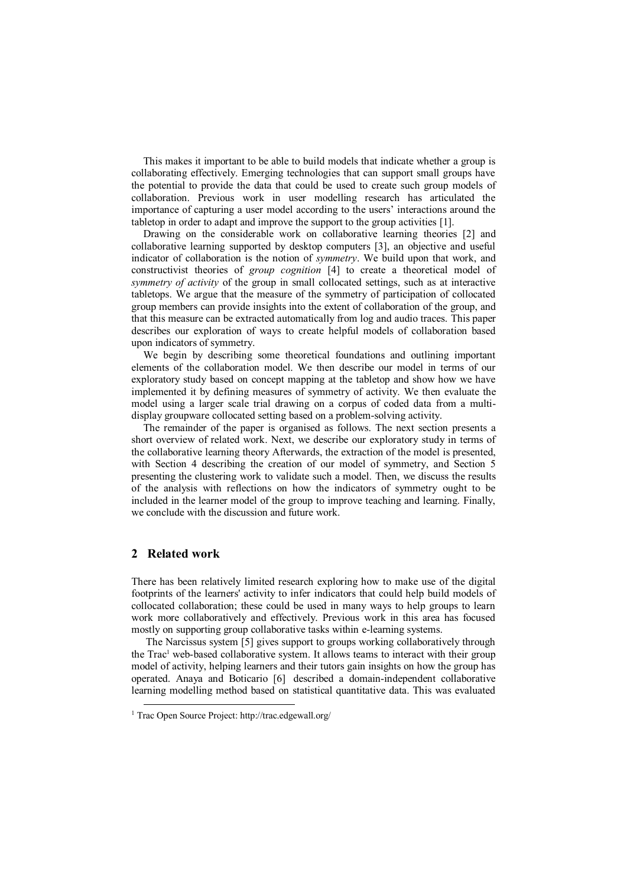This makes it important to be able to build models that indicate whether a group is collaborating effectively. Emerging technologies that can support small groups have the potential to provide the data that could be used to create such group models of collaboration. Previous work in user modelling research has articulated the importance of capturing a user model according to the users' interactions around the tabletop in order to adapt and improve the support to the group activities [1].

Drawing on the considerable work on collaborative learning theories [2] and collaborative learning supported by desktop computers [3], an objective and useful indicator of collaboration is the notion of *symmetry*. We build upon that work, and constructivist theories of *group cognition* [4] to create a theoretical model of *symmetry of activity* of the group in small collocated settings, such as at interactive tabletops. We argue that the measure of the symmetry of participation of collocated group members can provide insights into the extent of collaboration of the group, and that this measure can be extracted automatically from log and audio traces. This paper describes our exploration of ways to create helpful models of collaboration based upon indicators of symmetry.

We begin by describing some theoretical foundations and outlining important elements of the collaboration model. We then describe our model in terms of our exploratory study based on concept mapping at the tabletop and show how we have implemented it by defining measures of symmetry of activity. We then evaluate the model using a larger scale trial drawing on a corpus of coded data from a multi-display groupware collocated setting based on a problem-solving activity.

The remainder of the paper is organised as follows. The next section presents a short overview of related work. Next, we describe our exploratory study in terms of the collaborative learning theory Afterwards, the extraction of the model is presented, with Section 4 describing the creation of our model of symmetry, and Section 5 presenting the clustering work to validate such a model. Then, we discuss the results of the analysis with reflections on how the indicators of symmetry ought to be included in the learner model of the group to improve teaching and learning. Finally, we conclude with the discussion and future work.

## 2 Related work

There has been relatively limited research exploring how to make use of the digital footprints of the learners' activity to infer indicators that could help build models of collocated collaboration; these could be used in many ways to help groups to learn work more collaboratively and effectively. Previous work in this area has focused mostly on supporting group collaborative tasks within e-learning systems.

The Narcissus system [5] gives support to groups working collaboratively through the Trac[1] web-based collaborative system. It allows teams to interact with their group model of activity, helping learners and their tutors gain insights on how the group has operated. Anaya and Boticario [6] described a domain-independent collaborative learning modelling method based on statistical quantitative data. This was evaluated

[1] Trac Open Source Project: http://trac.edgewall.org/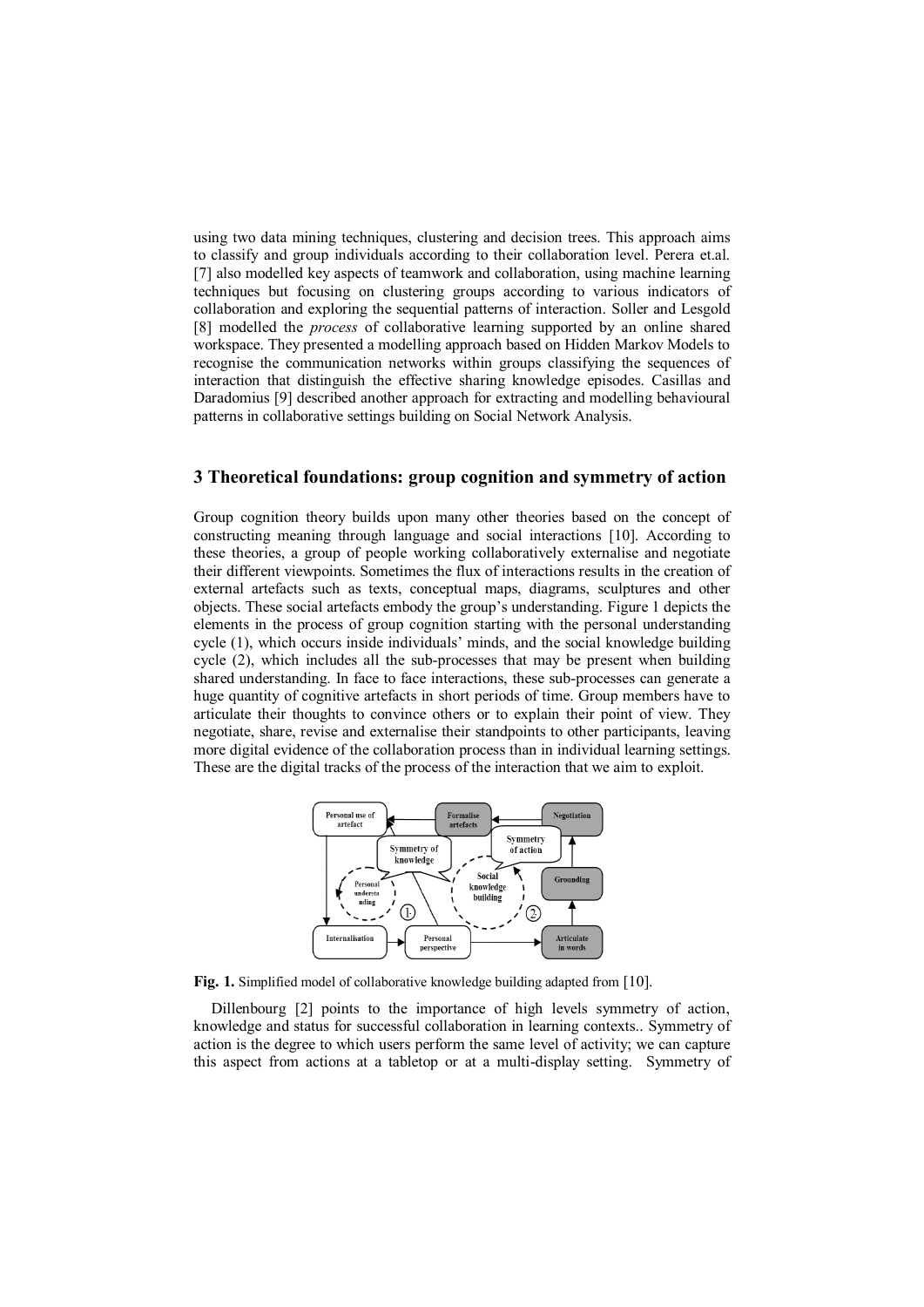using two data mining techniques, clustering and decision trees. This approach aims to classify and group individuals according to their collaboration level. Perera et.al. [7] also modelled key aspects of teamwork and collaboration, using machine learning techniques but focusing on clustering groups according to various indicators of collaboration and exploring the sequential patterns of interaction. Soller and Lesgold [8] modelled the *process* of collaborative learning supported by an online shared workspace. They presented a modelling approach based on Hidden Markov Models to recognise the communication networks within groups classifying the sequences of interaction that distinguish the effective sharing knowledge episodes. Casillas and Daradomius [9] described another approach for extracting and modelling behavioural patterns in collaborative settings building on Social Network Analysis.

## 3 Theoretical foundations: group cognition and symmetry of action

Group cognition theory builds upon many other theories based on the concept of constructing meaning through language and social interactions [10]. According to these theories, a group of people working collaboratively externalise and negotiate their different viewpoints. Sometimes the flux of interactions results in the creation of external artefacts such as texts, conceptual maps, diagrams, sculptures and other objects. These social artefacts embody the group's understanding. Figure 1 depicts the elements in the process of group cognition starting with the personal understanding cycle (1), which occurs inside individuals' minds, and the social knowledge building cycle (2), which includes all the sub-processes that may be present when building shared understanding. In face to face interactions, these sub-processes can generate a huge quantity of cognitive artefacts in short periods of time. Group members have to articulate their thoughts to convince others or to explain their point of view. They negotiate, share, revise and externalise their standpoints to other participants, leaving more digital evidence of the collaboration process than in individual learning settings. These are the digital tracks of the process of the interaction that we aim to exploit.

**Fig. 1.** Simplified model of collaborative knowledge building adapted from [10].

Dillenbourg [2] points to the importance of high levels symmetry of action, knowledge and status for successful collaboration in learning contexts.. Symmetry of action is the degree to which users perform the same level of activity; we can capture this aspect from actions at a tabletop or at a multi-display setting. Symmetry of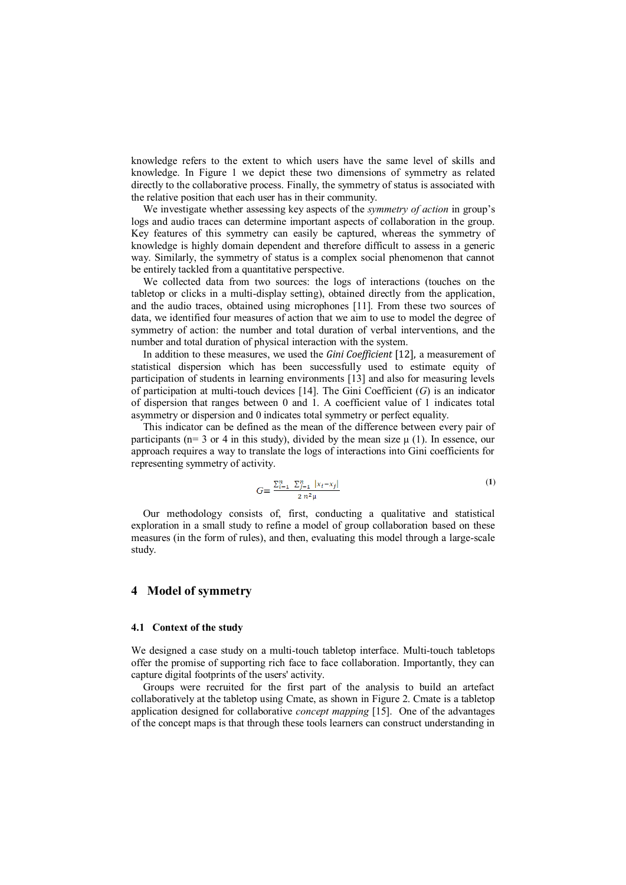knowledge refers to the extent to which users have the same level of skills and knowledge. In Figure 1 we depict these two dimensions of symmetry as related directly to the collaborative process. Finally, the symmetry of status is associated with the relative position that each user has in their community.

We investigate whether assessing key aspects of the *symmetry of action* in group's logs and audio traces can determine important aspects of collaboration in the group. Key features of this symmetry can easily be captured, whereas the symmetry of knowledge is highly domain dependent and therefore difficult to assess in a generic way. Similarly, the symmetry of status is a complex social phenomenon that cannot be entirely tackled from a quantitative perspective.

We collected data from two sources: the logs of interactions (touches on the tabletop or clicks in a multi-display setting), obtained directly from the application, and the audio traces, obtained using microphones [11]. From these two sources of data, we identified four measures of action that we aim to use to model the degree of symmetry of action: the number and total duration of verbal interventions, and the number and total duration of physical interaction with the system.

In addition to these measures, we used the *Gini Coefficient* [12], a measurement of statistical dispersion which has been successfully used to estimate equity of participation of students in learning environments [13] and also for measuring levels of participation at multi-touch devices [14]. The Gini Coefficient (*G*) is an indicator of dispersion that ranges between 0 and 1. A coefficient value of 1 indicates total asymmetry or dispersion and 0 indicates total symmetry or perfect equality.

This indicator can be defined as the mean of the difference between every pair of participants (n= 3 or 4 in this study), divided by the mean size μ (1). In essence, our approach requires a way to translate the logs of interactions into Gini coefficients for representing symmetry of activity.

$$G = \frac{\sum_{i=1}^{n} \sum_{j=1}^{n} |x_i - x_j|}{2\, n^2 \mu} \quad (1)$$

Our methodology consists of, first, conducting a qualitative and statistical exploration in a small study to refine a model of group collaboration based on these measures (in the form of rules), and then, evaluating this model through a large-scale study.

## 4 Model of symmetry

### 4.1 Context of the study

We designed a case study on a multi-touch tabletop interface. Multi-touch tabletops offer the promise of supporting rich face to face collaboration. Importantly, they can capture digital footprints of the users' activity.

Groups were recruited for the first part of the analysis to build an artefact collaboratively at the tabletop using Cmate, as shown in Figure 2. Cmate is a tabletop application designed for collaborative *concept mapping* [15]. One of the advantages of the concept maps is that through these tools learners can construct understanding in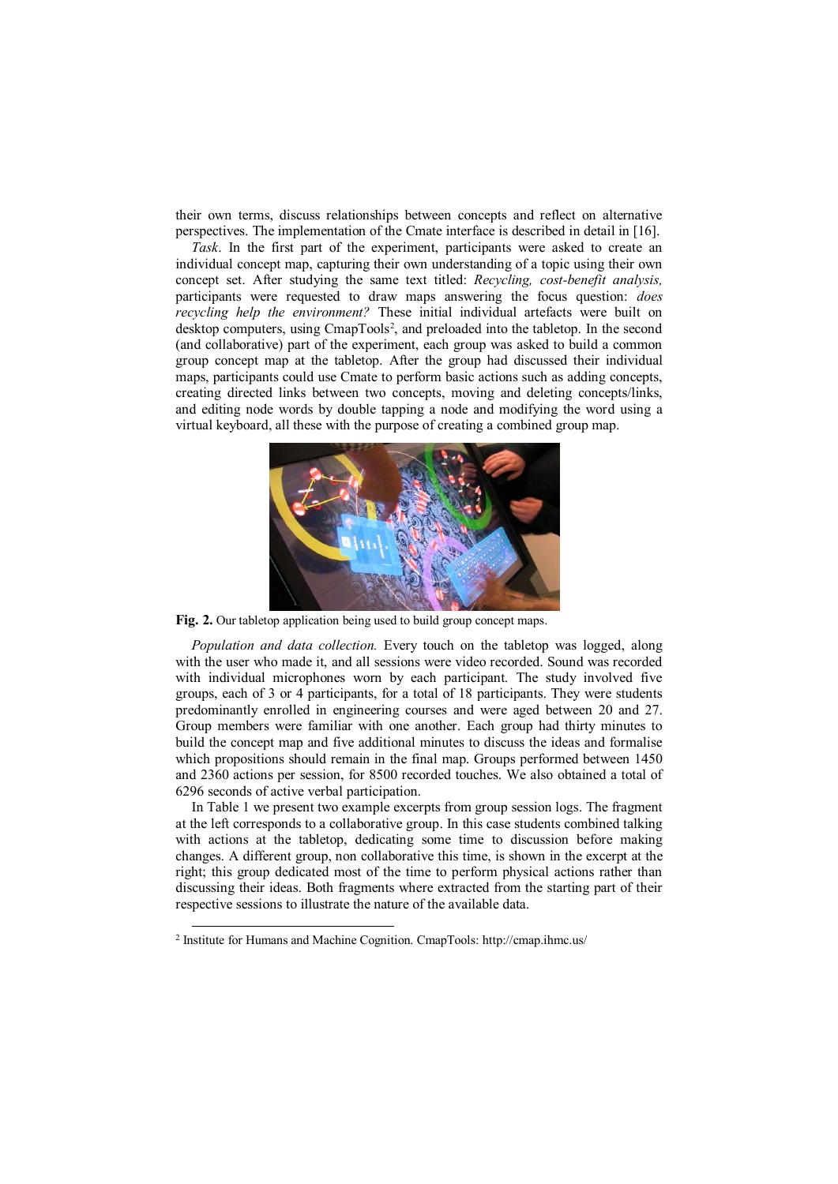their own terms, discuss relationships between concepts and reflect on alternative perspectives. The implementation of the Cmate interface is described in detail in [16].

*Task*. In the first part of the experiment, participants were asked to create an individual concept map, capturing their own understanding of a topic using their own concept set. After studying the same text titled: *Recycling, cost-benefit analysis,* participants were requested to draw maps answering the focus question: *does recycling help the environment?* These initial individual artefacts were built on desktop computers, using CmapTools[2], and preloaded into the tabletop. In the second (and collaborative) part of the experiment, each group was asked to build a common group concept map at the tabletop. After the group had discussed their individual maps, participants could use Cmate to perform basic actions such as adding concepts, creating directed links between two concepts, moving and deleting concepts/links, and editing node words by double tapping a node and modifying the word using a virtual keyboard, all these with the purpose of creating a combined group map.

**Fig. 2.** Our tabletop application being used to build group concept maps.

*Population and data collection.* Every touch on the tabletop was logged, along with the user who made it, and all sessions were video recorded. Sound was recorded with individual microphones worn by each participant. The study involved five groups, each of 3 or 4 participants, for a total of 18 participants. They were students predominantly enrolled in engineering courses and were aged between 20 and 27. Group members were familiar with one another. Each group had thirty minutes to build the concept map and five additional minutes to discuss the ideas and formalise which propositions should remain in the final map. Groups performed between 1450 and 2360 actions per session, for 8500 recorded touches. We also obtained a total of 6296 seconds of active verbal participation.

In Table 1 we present two example excerpts from group session logs. The fragment at the left corresponds to a collaborative group. In this case students combined talking with actions at the tabletop, dedicating some time to discussion before making changes. A different group, non collaborative this time, is shown in the excerpt at the right; this group dedicated most of the time to perform physical actions rather than discussing their ideas. Both fragments where extracted from the starting part of their respective sessions to illustrate the nature of the available data.

[2] Institute for Humans and Machine Cognition. CmapTools: http://cmap.ihmc.us/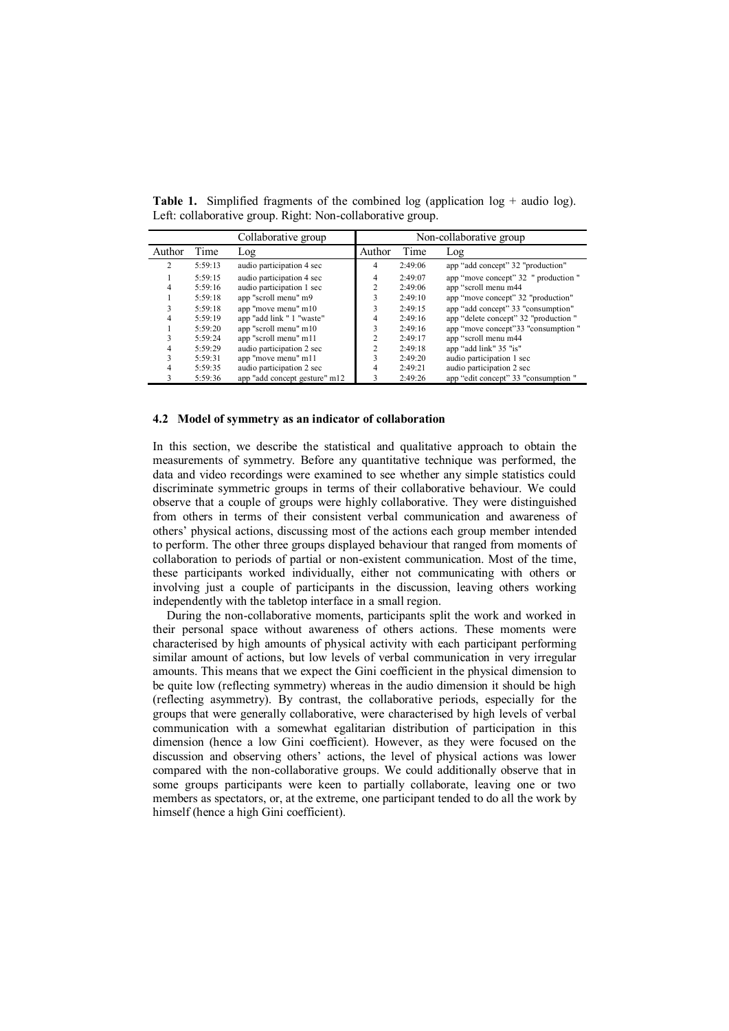**Table 1.** Simplified fragments of the combined log (application log + audio log). Left: collaborative group. Right: Non-collaborative group.

| Collaborative group | | | Non-collaborative group | | |
|---|---|---|---|---|---|
| Author | Time | Log | Author | Time | Log |
| 2 | 5:59:13 | audio participation 4 sec | 4 | 2:49:06 | app "add concept" 32 "production" |
| 1 | 5:59:15 | audio participation 4 sec | 4 | 2:49:07 | app "move concept" 32 " production " |
| 4 | 5:59:16 | audio participation 1 sec | 2 | 2:49:06 | app "scroll menu m44 |
| 1 | 5:59:18 | app "scroll menu" m9 | 3 | 2:49:10 | app "move concept" 32 "production" |
| 3 | 5:59:18 | app "move menu" m10 | 3 | 2:49:15 | app "add concept" 33 "consumption" |
| 4 | 5:59:19 | app "add link " 1 "waste" | 4 | 2:49:16 | app "delete concept" 32 "production " |
| 1 | 5:59:20 | app "scroll menu" m10 | 3 | 2:49:16 | app "move concept"33 "consumption " |
| 3 | 5:59:24 | app "scroll menu" m11 | 2 | 2:49:17 | app "scroll menu m44 |
| 4 | 5:59:29 | audio participation 2 sec | 2 | 2:49:18 | app "add link" 35 "is" |
| 3 | 5:59:31 | app "move menu" m11 | 3 | 2:49:20 | audio participation 1 sec |
| 4 | 5:59:35 | audio participation 2 sec | 4 | 2:49:21 | audio participation 2 sec |
| 3 | 5:59:36 | app "add concept gesture" m12 | 3 | 2:49:26 | app "edit concept" 33 "consumption " |

### 4.2 Model of symmetry as an indicator of collaboration

In this section, we describe the statistical and qualitative approach to obtain the measurements of symmetry. Before any quantitative technique was performed, the data and video recordings were examined to see whether any simple statistics could discriminate symmetric groups in terms of their collaborative behaviour. We could observe that a couple of groups were highly collaborative. They were distinguished from others in terms of their consistent verbal communication and awareness of others' physical actions, discussing most of the actions each group member intended to perform. The other three groups displayed behaviour that ranged from moments of collaboration to periods of partial or non-existent communication. Most of the time, these participants worked individually, either not communicating with others or involving just a couple of participants in the discussion, leaving others working independently with the tabletop interface in a small region.

During the non-collaborative moments, participants split the work and worked in their personal space without awareness of others actions. These moments were characterised by high amounts of physical activity with each participant performing similar amount of actions, but low levels of verbal communication in very irregular amounts. This means that we expect the Gini coefficient in the physical dimension to be quite low (reflecting symmetry) whereas in the audio dimension it should be high (reflecting asymmetry). By contrast, the collaborative periods, especially for the groups that were generally collaborative, were characterised by high levels of verbal communication with a somewhat egalitarian distribution of participation in this dimension (hence a low Gini coefficient). However, as they were focused on the discussion and observing others' actions, the level of physical actions was lower compared with the non-collaborative groups. We could additionally observe that in some groups participants were keen to partially collaborate, leaving one or two members as spectators, or, at the extreme, one participant tended to do all the work by himself (hence a high Gini coefficient).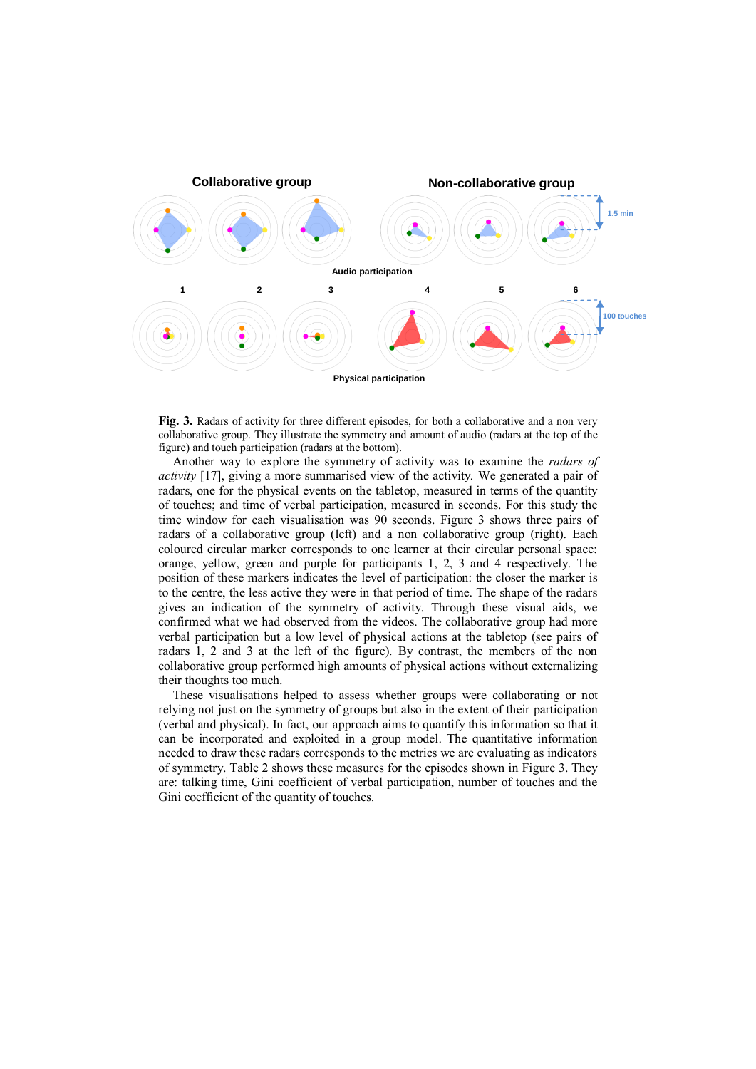**Fig. 3.** Radars of activity for three different episodes, for both a collaborative and a non very collaborative group. They illustrate the symmetry and amount of audio (radars at the top of the figure) and touch participation (radars at the bottom).

Another way to explore the symmetry of activity was to examine the *radars of activity* [17], giving a more summarised view of the activity. We generated a pair of radars, one for the physical events on the tabletop, measured in terms of the quantity of touches; and time of verbal participation, measured in seconds. For this study the time window for each visualisation was 90 seconds. Figure 3 shows three pairs of radars of activity of a collaborative group (left) and a non collaborative group (right). Each coloured circular marker corresponds to one learner at their circular personal space: orange, yellow, green and purple for participants 1, 2, 3 and 4 respectively. The position of these markers indicates the level of participation: the closer the marker is to the centre, the less active they were in that period of time. The shape of the radars gives an indication of the symmetry of activity. Through these visual aids, we confirmed what we had observed from the videos. The collaborative group had more verbal participation but a low level of physical actions at the tabletop (see pairs of radars 1, 2 and 3 at the left of the figure). By contrast, the members of the non collaborative group performed high amounts of physical actions without externalizing their thoughts too much.

These visualisations helped to assess whether groups were collaborating or not relying not just on the symmetry of groups but also in the extent of their participation (verbal and physical). In fact, our approach aims to quantify this information so that it can be incorporated and exploited in a group model. The quantitative information needed to draw these radars corresponds to the metrics we are evaluating as indicators of symmetry. Table 2 shows these measures for the episodes shown in Figure 3. They are: talking time, Gini coefficient of verbal participation, number of touches and the Gini coefficient of the quantity of touches.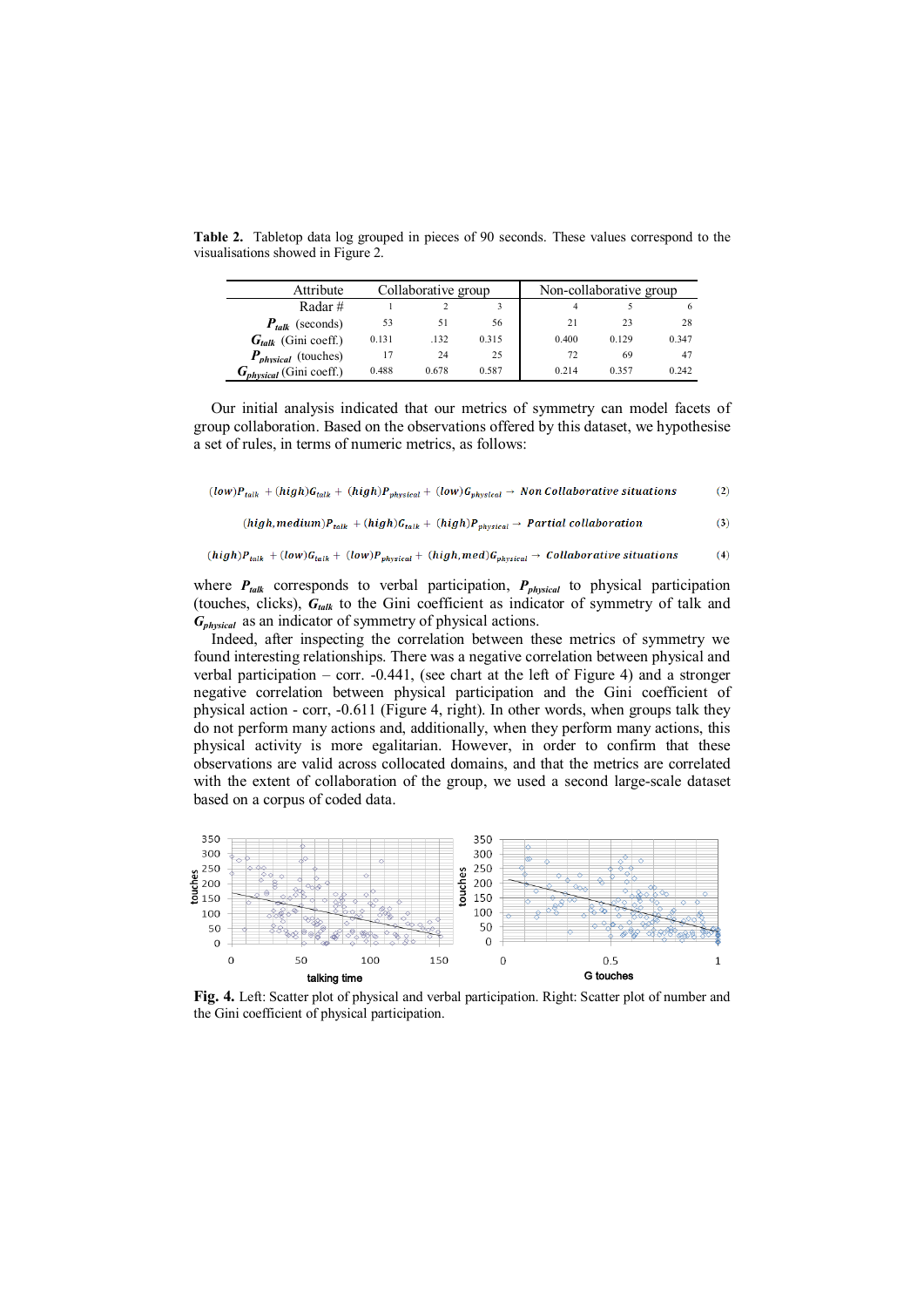**Table 2.** Tabletop data log grouped in pieces of 90 seconds. These values correspond to the visualisations showed in Figure 2.

| Attribute | Collaborative group | | | Non-collaborative group | | |
|---|---|---|---|---|---|---|
| Radar # | 1 | 2 | 3 | 4 | 5 | 6 |
| $P_{talk}$ (seconds) | 53 | 51 | 56 | 21 | 23 | 28 |
| $G_{talk}$ (Gini coeff.) | 0.131 | .132 | 0.315 | 0.400 | 0.129 | 0.347 |
| $P_{physical}$ (touches) | 17 | 24 | 25 | 72 | 69 | 47 |
| $G_{physical}$ (Gini coeff.) | 0.488 | 0.678 | 0.587 | 0.214 | 0.357 | 0.242 |

Our initial analysis indicated that our metrics of symmetry can model facets of group collaboration. Based on the observations offered by this dataset, we hypothesise a set of rules, in terms of numeric metrics, as follows:

$$(low)P_{talk} + (high)G_{talk} + (high)P_{physical} + (low)G_{physical} \rightarrow \textit{Non Collaborative situations} \quad (2)$$

$$(high, medium)P_{talk} + (high)G_{talk} + (high)P_{physical} \rightarrow \textit{Partial collaboration} \quad (3)$$

$$(high)P_{talk} + (low)G_{talk} + (low)P_{physical} + (high, med)G_{physical} \rightarrow \textit{Collaborative situations} \quad (4)$$

where $P_{talk}$ corresponds to verbal participation, $P_{physical}$ to physical participation (touches, clicks), $G_{talk}$ to the Gini coefficient as indicator of symmetry of talk and $G_{physical}$ as an indicator of symmetry of physical actions.

Indeed, after inspecting the correlation between these metrics of symmetry we found interesting relationships. There was a negative correlation between physical and verbal participation – corr. -0.441, (see chart at the left of Figure 4) and a stronger negative correlation between physical participation and the Gini coefficient of physical action - corr, -0.611 (Figure 4, right). In other words, when groups talk they do not perform many actions and, additionally, when they perform many actions, this physical activity is more egalitarian. However, in order to confirm that these observations are valid across collocated domains, and that the metrics are correlated with the extent of collaboration of the group, we used a second large-scale dataset based on a corpus of coded data.

**Fig. 4.** Left: Scatter plot of physical and verbal participation. Right: Scatter plot of number and the Gini coefficient of physical participation.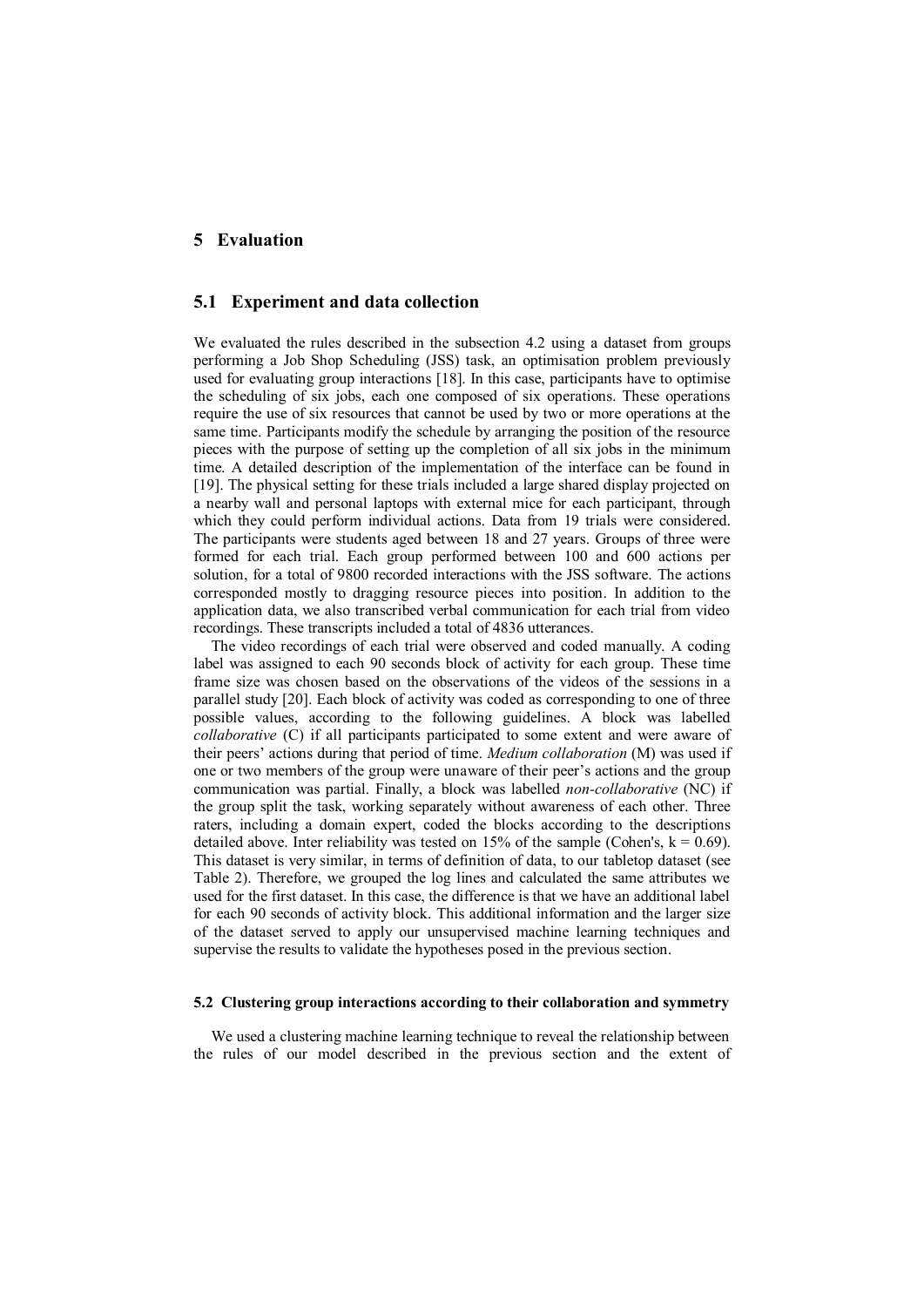# 5 Evaluation

## 5.1 Experiment and data collection

We evaluated the rules described in the subsection 4.2 using a dataset from groups performing a Job Shop Scheduling (JSS) task, an optimisation problem previously used for evaluating group interactions [18]. In this case, participants have to optimise the scheduling of six jobs, each one composed of six operations. These operations require the use of six resources that cannot be used by two or more operations at the same time. Participants modify the schedule by arranging the position of the resource pieces with the purpose of setting up the completion of all six jobs in the minimum time. A detailed description of the implementation of the interface can be found in [19]. The physical setting for these trials included a large shared display projected on a nearby wall and personal laptops with external mice for each participant, through which they could perform individual actions. Data from 19 trials were considered. The participants were students aged between 18 and 27 years. Groups of three were formed for each trial. Each group performed between 100 and 600 actions per solution, for a total of 9800 recorded interactions with the JSS software. The actions corresponded mostly to dragging resource pieces into position. In addition to the application data, we also transcribed verbal communication for each trial from video recordings. These transcripts included a total of 4836 utterances.

The video recordings of each trial were observed and coded manually. A coding label was assigned to each 90 seconds block of activity for each group. These time frame size was chosen based on the observations of the videos of the sessions in a parallel study [20]. Each block of activity was coded as corresponding to one of three possible values, according to the following guidelines. A block was labelled *collaborative* (C) if all participants participated to some extent and were aware of their peers' actions during that period of time. *Medium collaboration* (M) was used if one or two members of the group were unaware of their peer's actions and the group communication was partial. Finally, a block was labelled *non-collaborative* (NC) if the group split the task, working separately without awareness of each other. Three raters, including a domain expert, coded the blocks according to the descriptions detailed above. Inter reliability was tested on 15% of the sample (Cohen's, $k = 0.69$). This dataset is very similar, in terms of definition of data, to our tabletop dataset (see Table 2). Therefore, we grouped the log lines and calculated the same attributes we used for the first dataset. In this case, the difference is that we have an additional label for each 90 seconds of activity block. This additional information and the larger size of the dataset served to apply our unsupervised machine learning techniques and supervise the results to validate the hypotheses posed in the previous section.

### 5.2 Clustering group interactions according to their collaboration and symmetry

We used a clustering machine learning technique to reveal the relationship between the rules of our model described in the previous section and the extent of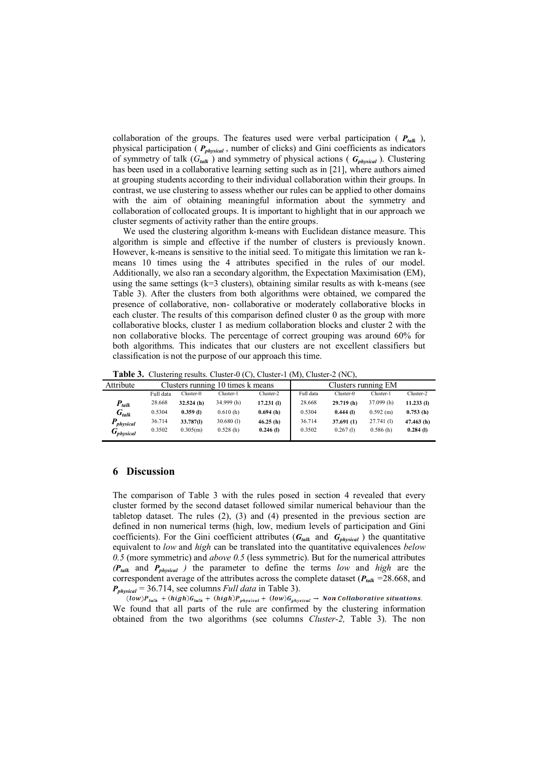collaboration of the groups. The features used were verbal participation ( $P_{talk}$ ), physical participation ( $P_{physical}$ , number of clicks) and Gini coefficients as indicators of symmetry of talk ($G_{talk}$ ) and symmetry of physical actions ( $G_{physical}$ ). Clustering has been used in a collaborative learning setting such as in [21], where authors aimed at grouping students according to their individual collaboration within their groups. In contrast, we use clustering to assess whether our rules can be applied to other domains with the aim of obtaining meaningful information about the symmetry and collaboration of collocated groups. It is important to highlight that in our approach we cluster segments of activity rather than the entire groups.

We used the clustering algorithm k-means with Euclidean distance measure. This algorithm is simple and effective if the number of clusters is previously known. However, k-means is sensitive to the initial seed. To mitigate this limitation we ran k-means 10 times using the 4 attributes specified in the rules of our model. Additionally, we also ran a secondary algorithm, the Expectation Maximisation (EM), using the same settings (k=3 clusters), obtaining similar results as with k-means (see Table 3). After the clusters from both algorithms were obtained, we compared the presence of collaborative, non- collaborative or moderately collaborative blocks in each cluster. The results of this comparison defined cluster 0 as the group with more collaborative blocks, cluster 1 as medium collaboration blocks and cluster 2 with the non collaborative blocks. The percentage of correct grouping was around 60% for both algorithms. This indicates that our clusters are not excellent classifiers but classification is not the purpose of our approach this time.

**Table 3.** Clustering results. Cluster-0 (C), Cluster-1 (M), Cluster-2 (NC),

| Attribute | Clusters running 10 times k means | | | | Clusters running EM | | | |
|---|---|---|---|---|---|---|---|---|
| | Full data | Cluster-0 | Cluster-1 | Cluster-2 | Full data | Cluster-0 | Cluster-1 | Cluster-2 |
| $P_{talk}$ | 28.668 | **32.524 (h)** | 34.999 (h) | **17.231 (l)** | 28.668 | **29.719 (h)** | 37.099 (h) | **11.233 (l)** |
| $G_{talk}$ | 0.5304 | **0.359 (l)** | 0.610 (h) | **0.694 (h)** | 0.5304 | **0.444 (l)** | 0.592 (m) | **0.753 (h)** |
| $P_{physical}$ | 36.714 | **33.787(l)** | 30.680 (l) | **46.25 (h)** | 36.714 | **37.691 (1)** | 27.741 (l) | **47.463 (h)** |
| $G_{physical}$ | 0.3502 | 0.305(m) | 0.528 (h) | **0.246 (l)** | 0.3502 | 0.267 (l) | 0.586 (h) | **0.284 (l)** |

## 6 Discussion

The comparison of Table 3 with the rules posed in section 4 revealed that every cluster formed by the second dataset followed similar numerical behaviour than the tabletop dataset. The rules (2), (3) and (4) presented in the previous section are defined in non numerical terms (high, low, medium levels of participation and Gini coefficients). For the Gini coefficient attributes ($G_{talk}$ and $G_{physical}$ ) the quantitative equivalent to *low* and *high* can be translated into the quantitative equivalences *below 0.5* (more symmetric) and *above 0.5* (less symmetric). But for the numerical attributes *($P_{talk}$ and $P_{physical}$ )* the parameter to define the terms *low* and *high* are the correspondent average of the attributes across the complete dataset ($P_{talk}$ =28.668, and $P_{physical}$ = 36.714, see columns *Full data* in Table 3).

$$(low)P_{talk} + (high)G_{talk} + (high)P_{physical} + (low)G_{physical} \rightarrow \textit{Non Collaborative situations.}$$

We found that all parts of the rule are confirmed by the clustering information obtained from the two algorithms (see columns *Cluster-2,* Table 3). The non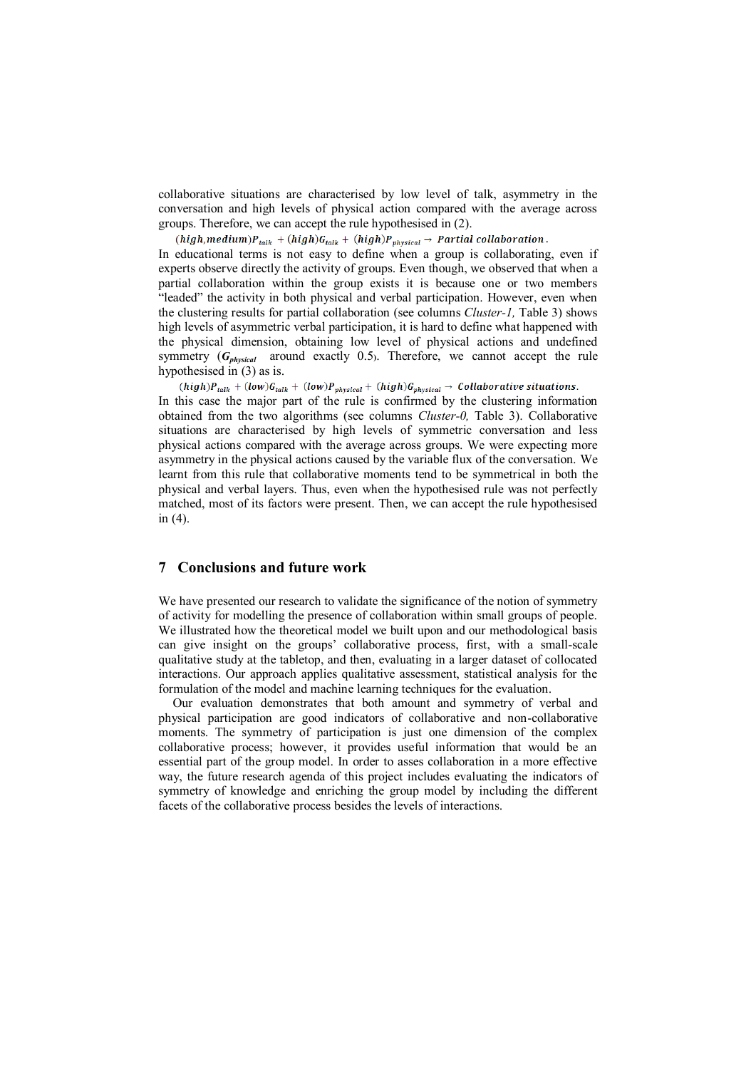collaborative situations are characterised by low level of talk, asymmetry in the conversation and high levels of physical action compared with the average across groups. Therefore, we can accept the rule hypothesised in (2).

$$(high, medium)P_{talk} + (high)G_{talk} + (high)P_{physical} \rightarrow \textit{Partial collaboration}.$$

In educational terms is not easy to define when a group is collaborating, even if experts observe directly the activity of groups. Even though, we observed that when a partial collaboration within the group exists it is because one or two members "leaded" the activity in both physical and verbal participation. However, even when the clustering results for partial collaboration (see columns *Cluster-1,* Table 3) shows high levels of asymmetric verbal participation, it is hard to define what happened with the physical dimension, obtaining low level of physical actions and undefined symmetry (**$G_{physical}$** around exactly 0.5). Therefore, we cannot accept the rule hypothesised in (3) as is.

$$(high)P_{talk} + (low)G_{talk} + (low)P_{physical} + (high)G_{physical} \rightarrow \textit{Collaborative situations}.$$

In this case the major part of the rule is confirmed by the clustering information obtained from the two algorithms (see columns *Cluster-0,* Table 3). Collaborative situations are characterised by high levels of symmetric conversation and less physical actions compared with the average across groups. We were expecting more asymmetry in the physical actions caused by the variable flux of the conversation. We learnt from this rule that collaborative moments tend to be symmetrical in both the physical and verbal layers. Thus, even when the hypothesised rule was not perfectly matched, most of its factors were present. Then, we can accept the rule hypothesised in (4).

## 7 Conclusions and future work

We have presented our research to validate the significance of the notion of symmetry of activity for modelling the presence of collaboration within small groups of people. We illustrated how the theoretical model we built upon and our methodological basis can give insight on the groups' collaborative process, first, with a small-scale qualitative study at the tabletop, and then, evaluating in a larger dataset of collocated interactions. Our approach applies qualitative assessment, statistical analysis for the formulation of the model and machine learning techniques for the evaluation.

Our evaluation demonstrates that both amount and symmetry of verbal and physical participation are good indicators of collaborative and non-collaborative moments. The symmetry of participation is just one dimension of the complex collaborative process; however, it provides useful information that would be an essential part of the group model. In order to asses collaboration in a more effective way, the future research agenda of this project includes evaluating the indicators of symmetry of knowledge and enriching the group model by including the different facets of the collaborative process besides the levels of interactions.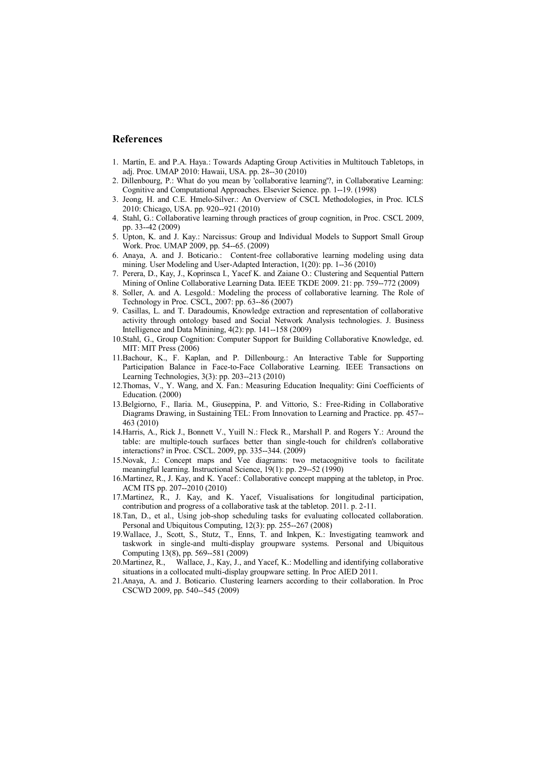## References

1. Martín, E. and P.A. Haya.: Towards Adapting Group Activities in Multitouch Tabletops, in adj. Proc. UMAP 2010: Hawaii, USA. pp. 28--30 (2010)
2. Dillenbourg, P.: What do you mean by 'collaborative learning'?, in Collaborative Learning: Cognitive and Computational Approaches. Elsevier Science. pp. 1--19. (1998)
3. Jeong, H. and C.E. Hmelo-Silver.: An Overview of CSCL Methodologies, in Proc. ICLS 2010: Chicago, USA. pp. 920--921 (2010)
4. Stahl, G.: Collaborative learning through practices of group cognition, in Proc. CSCL 2009, pp. 33--42 (2009)
5. Upton, K. and J. Kay.: Narcissus: Group and Individual Models to Support Small Group Work. Proc. UMAP 2009, pp. 54--65. (2009)
6. Anaya, A. and J. Boticario.: Content-free collaborative learning modeling using data mining. User Modeling and User-Adapted Interaction, 1(20): pp. 1--36 (2010)
7. Perera, D., Kay, J., Koprinsca I., Yacef K. and Zaiane O.: Clustering and Sequential Pattern Mining of Online Collaborative Learning Data. IEEE TKDE 2009. 21: pp. 759--772 (2009)
8. Soller, A. and A. Lesgold.: Modeling the process of collaborative learning. The Role of Technology in Proc. CSCL, 2007: pp. 63--86 (2007)
9. Casillas, L. and T. Daradoumis, Knowledge extraction and representation of collaborative activity through ontology based and Social Network Analysis technologies. J. Business Intelligence and Data Minining, 4(2): pp. 141--158 (2009)
10. Stahl, G., Group Cognition: Computer Support for Building Collaborative Knowledge, ed. MIT: MIT Press (2006)
11. Bachour, K., F. Kaplan, and P. Dillenbourg.: An Interactive Table for Supporting Participation Balance in Face-to-Face Collaborative Learning. IEEE Transactions on Learning Technologies, 3(3): pp. 203--213 (2010)
12. Thomas, V., Y. Wang, and X. Fan.: Measuring Education Inequality: Gini Coefficients of Education. (2000)
13. Belgiorno, F., Ilaria. M., Giuseppina, P. and Vittorio, S.: Free-Riding in Collaborative Diagrams Drawing, in Sustaining TEL: From Innovation to Learning and Practice. pp. 457--463 (2010)
14. Harris, A., Rick J., Bonnett V., Yuill N.: Fleck R., Marshall P. and Rogers Y.: Around the table: are multiple-touch surfaces better than single-touch for children's collaborative interactions? in Proc. CSCL. 2009, pp. 335--344. (2009)
15. Novak, J.: Concept maps and Vee diagrams: two metacognitive tools to facilitate meaningful learning. Instructional Science, 19(1): pp. 29--52 (1990)
16. Martinez, R., J. Kay, and K. Yacef.: Collaborative concept mapping at the tabletop, in Proc. ACM ITS pp. 207--2010 (2010)
17. Martinez, R., J. Kay, and K. Yacef, Visualisations for longitudinal participation, contribution and progress of a collaborative task at the tabletop. 2011. p. 2-11.
18. Tan, D., et al., Using job-shop scheduling tasks for evaluating collocated collaboration. Personal and Ubiquitous Computing, 12(3): pp. 255--267 (2008)
19. Wallace, J., Scott, S., Stutz, T., Enns, T. and Inkpen, K.: Investigating teamwork and taskwork in single-and multi-display groupware systems. Personal and Ubiquitous Computing 13(8), pp. 569--581 (2009)
20. Martinez, R., Wallace, J., Kay, J., and Yacef, K.: Modelling and identifying collaborative situations in a collocated multi-display groupware setting. In Proc AIED 2011.
21. Anaya, A. and J. Boticario. Clustering learners according to their collaboration. In Proc CSCWD 2009, pp. 540--545 (2009)